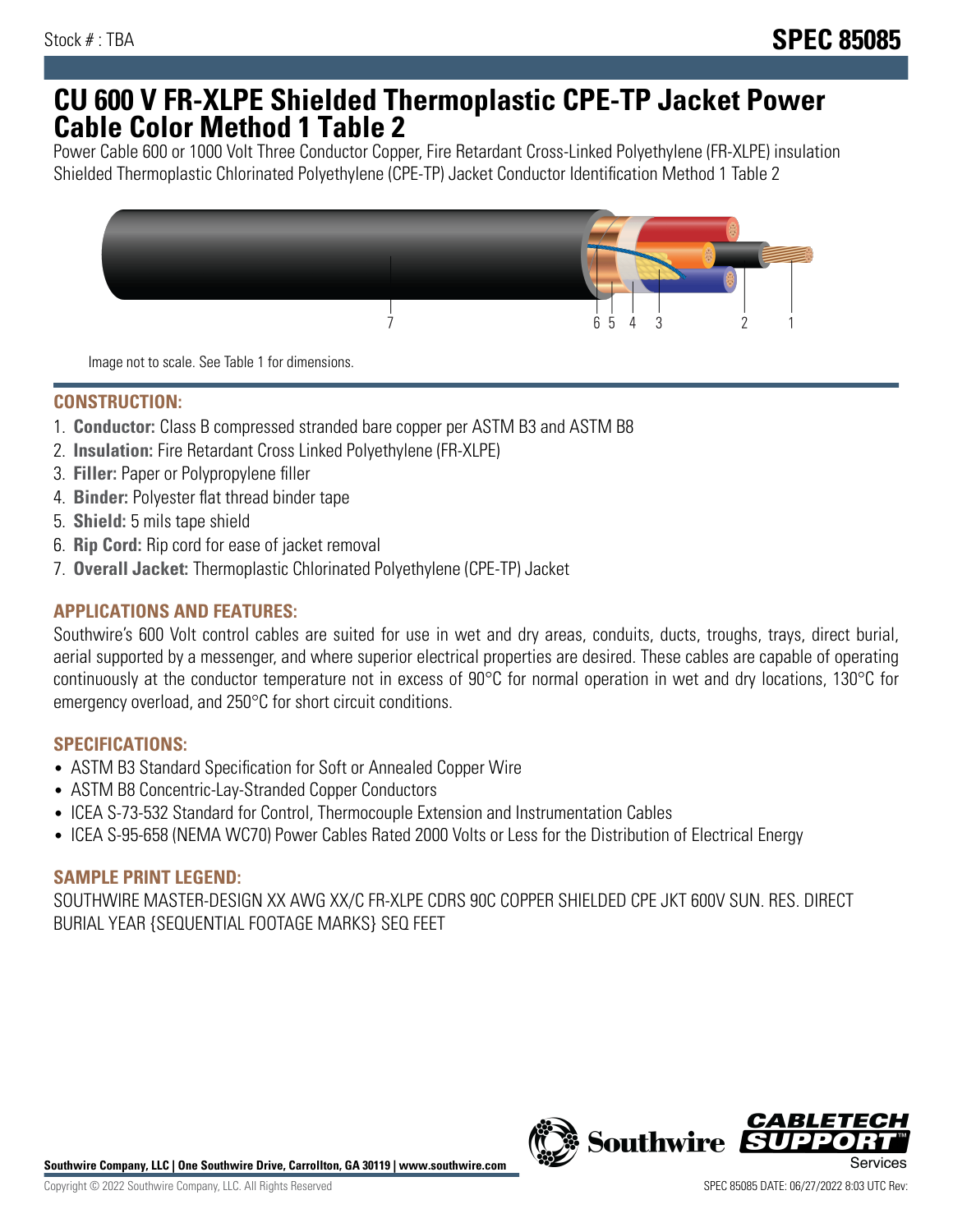Stock # : TBA

**SPEC 85085**

# CU 600 V FR-XLPE Shielded Thermoplastic CPE-TP Jacket Power Cable Color Method 1 Table 2

Power Cable 600 or 1000 Volt Three Conductor Copper, Fire Retardant Cross-Linked Polyethylene (FR-XLPE) insulation Shielded Thermoplastic Chlorinated Polyethylene (CPE-TP) Jacket Conductor Identification Method 1 Table 2

Image not to scale. See Table 1 for dimensions.

## CONSTRUCTION:

1. **Conductor:** Class B compressed stranded bare copper per ASTM B3 and ASTM B8
2. **Insulation:** Fire Retardant Cross Linked Polyethylene (FR-XLPE)
3. **Filler:** Paper or Polypropylene filler
4. **Binder:** Polyester flat thread binder tape
5. **Shield:** 5 mils tape shield
6. **Rip Cord:** Rip cord for ease of jacket removal
7. **Overall Jacket:** Thermoplastic Chlorinated Polyethylene (CPE-TP) Jacket

## APPLICATIONS AND FEATURES:

Southwire's 600 Volt control cables are suited for use in wet and dry areas, conduits, ducts, troughs, trays, direct burial, aerial supported by a messenger, and where superior electrical properties are desired. These cables are capable of operating continuously at the conductor temperature not in excess of 90°C for normal operation in wet and dry locations, 130°C for emergency overload, and 250°C for short circuit conditions.

## SPECIFICATIONS:

- ASTM B3 Standard Specification for Soft or Annealed Copper Wire
- ASTM B8 Concentric-Lay-Stranded Copper Conductors
- ICEA S-73-532 Standard for Control, Thermocouple Extension and Instrumentation Cables
- ICEA S-95-658 (NEMA WC70) Power Cables Rated 2000 Volts or Less for the Distribution of Electrical Energy

## SAMPLE PRINT LEGEND:

SOUTHWIRE MASTER-DESIGN XX AWG XX/C FR-XLPE CDRS 90C COPPER SHIELDED CPE JKT 600V SUN. RES. DIRECT BURIAL YEAR {SEQUENTIAL FOOTAGE MARKS} SEQ FEET

**Southwire Company, LLC | One Southwire Drive, Carrollton, GA 30119 | www.southwire.com**

Copyright © 2022 Southwire Company, LLC. All Rights Reserved

SPEC 85085 DATE: 06/27/2022 8:03 UTC Rev: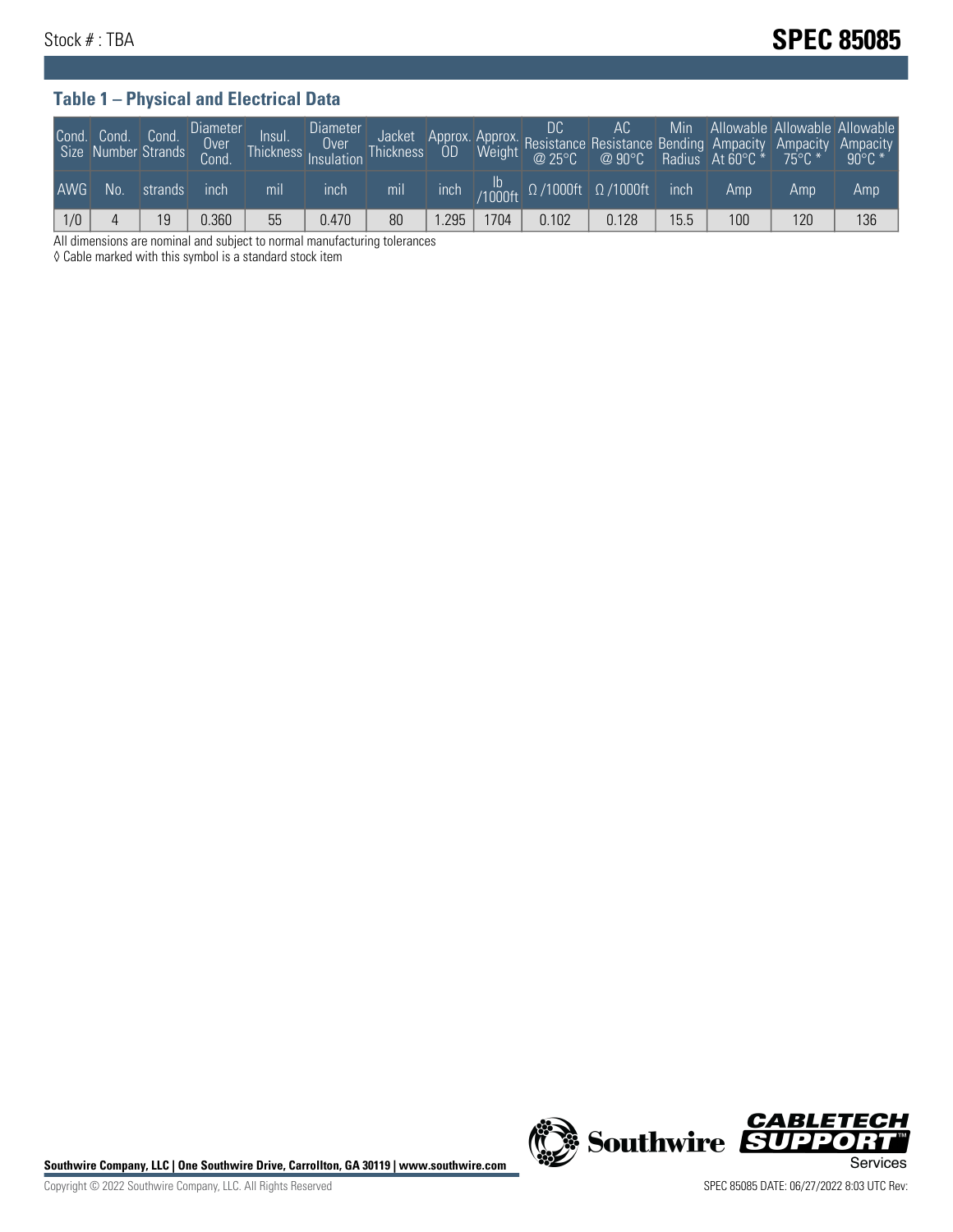### Table 1 – Physical and Electrical Data

| Cond. Size | Cond. Number | Cond. Strands | Diameter Over Cond. | Insul. Thickness | Diameter Over Insulation | Jacket Thickness | Approx. OD | Approx. Weight | DC Resistance @ 25°C | AC Resistance @ 90°C | Min Bending Radius | Allowable Ampacity At 60°C * | Allowable Ampacity 75°C * | Allowable Ampacity 90°C * |
|---|---|---|---|---|---|---|---|---|---|---|---|---|---|---|
| AWG | No. | strands | inch | mil | inch | mil | inch | lb /1000ft | Ω /1000ft | Ω /1000ft | inch | Amp | Amp | Amp |
| 1/0 | 4 | 19 | 0.360 | 55 | 0.470 | 80 | 1.295 | 1704 | 0.102 | 0.128 | 15.5 | 100 | 120 | 136 |

All dimensions are nominal and subject to normal manufacturing tolerances

◊ Cable marked with this symbol is a standard stock item